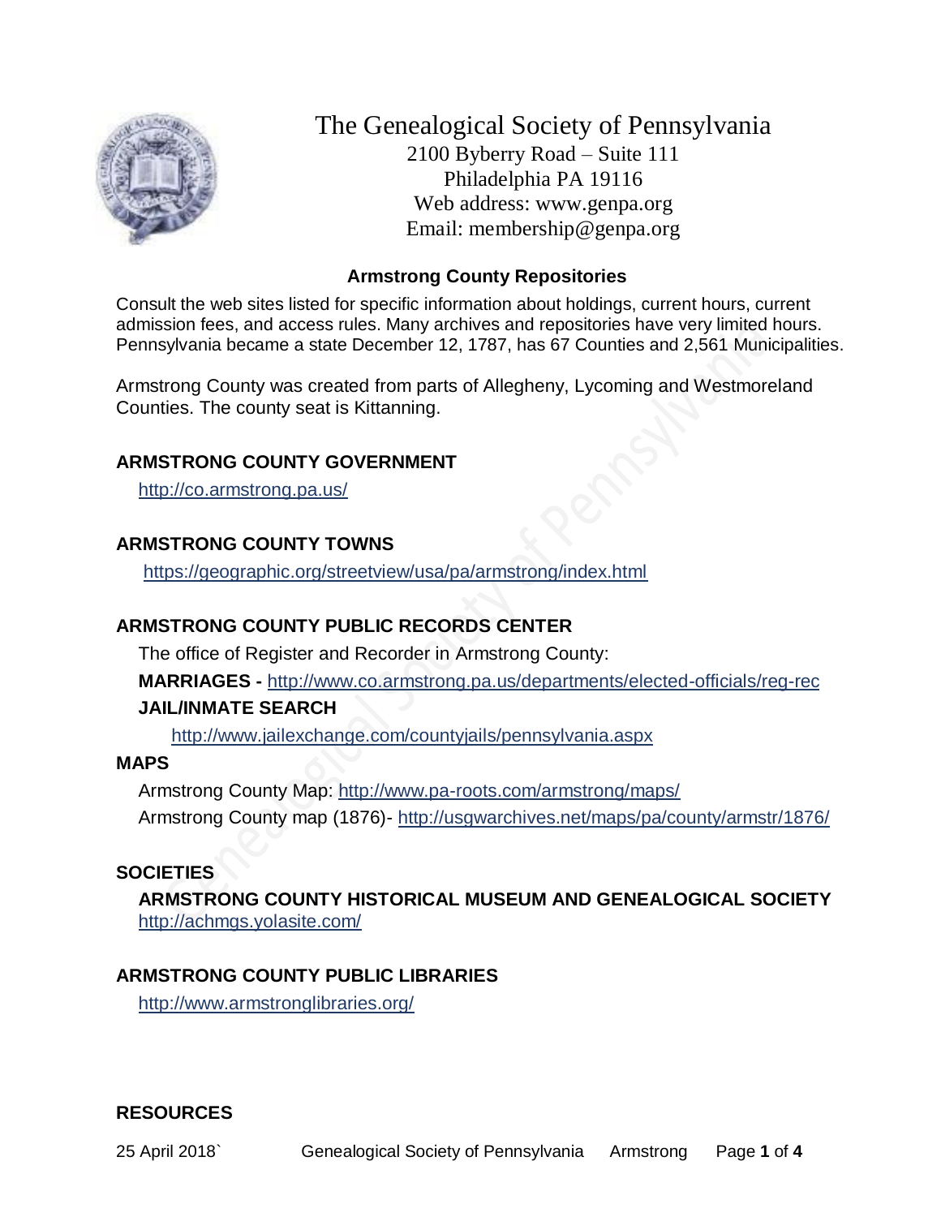# The Genealogical Society of Pennsylvania

2100 Byberry Road – Suite 111
Philadelphia PA 19116
Web address: www.genpa.org
Email: membership@genpa.org

## Armstrong County Repositories

Consult the web sites listed for specific information about holdings, current hours, current admission fees, and access rules. Many archives and repositories have very limited hours. Pennsylvania became a state December 12, 1787, has 67 Counties and 2,561 Municipalities.

Armstrong County was created from parts of Allegheny, Lycoming and Westmoreland Counties. The county seat is Kittanning.

### ARMSTRONG COUNTY GOVERNMENT

http://co.armstrong.pa.us/

### ARMSTRONG COUNTY TOWNS

https://geographic.org/streetview/usa/pa/armstrong/index.html

### ARMSTRONG COUNTY PUBLIC RECORDS CENTER

The office of Register and Recorder in Armstrong County:

**MARRIAGES -** http://www.co.armstrong.pa.us/departments/elected-officials/reg-rec

**JAIL/INMATE SEARCH**

http://www.jailexchange.com/countyjails/pennsylvania.aspx

### MAPS

Armstrong County Map: http://www.pa-roots.com/armstrong/maps/

Armstrong County map (1876)- http://usgwarchives.net/maps/pa/county/armstr/1876/

### SOCIETIES

**ARMSTRONG COUNTY HISTORICAL MUSEUM AND GENEALOGICAL SOCIETY**
http://achmgs.yolasite.com/

### ARMSTRONG COUNTY PUBLIC LIBRARIES

http://www.armstronglibraries.org/

### RESOURCES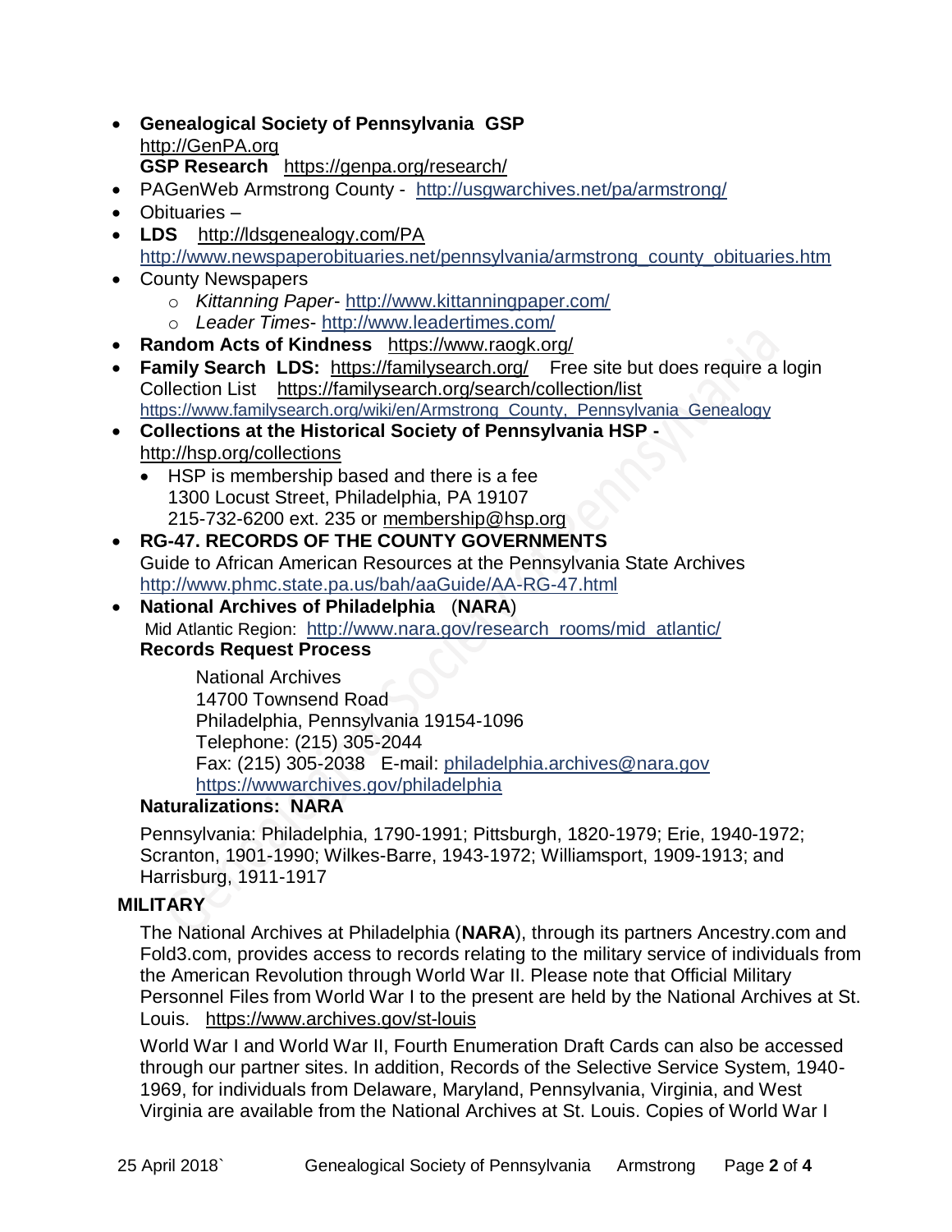- **Genealogical Society of Pennsylvania GSP** http://GenPA.org
  **GSP Research** https://genpa.org/research/
- PAGenWeb Armstrong County - http://usgwarchives.net/pa/armstrong/
- Obituaries –
- **LDS** http://ldsgenealogy.com/PA
  http://www.newspaperobituaries.net/pennsylvania/armstrong_county_obituaries.htm
- County Newspapers
  - *Kittanning Paper*- http://www.kittanningpaper.com/
  - *Leader Times*- http://www.leadertimes.com/
- **Random Acts of Kindness** https://www.raogk.org/
- **Family Search LDS:** https://familysearch.org/ Free site but does require a login
  Collection List https://familysearch.org/search/collection/list
  https://www.familysearch.org/wiki/en/Armstrong_County,_Pennsylvania_Genealogy
- **Collections at the Historical Society of Pennsylvania HSP -** http://hsp.org/collections
  - HSP is membership based and there is a fee
    1300 Locust Street, Philadelphia, PA 19107
    215-732-6200 ext. 235 or membership@hsp.org
- **RG-47. RECORDS OF THE COUNTY GOVERNMENTS**
  Guide to African American Resources at the Pennsylvania State Archives
  http://www.phmc.state.pa.us/bah/aaGuide/AA-RG-47.html
- **National Archives of Philadelphia** (**NARA**)
  Mid Atlantic Region: http://www.nara.gov/research_rooms/mid_atlantic/
  **Records Request Process**

  National Archives
  14700 Townsend Road
  Philadelphia, Pennsylvania 19154-1096
  Telephone: (215) 305-2044
  Fax: (215) 305-2038 E-mail: philadelphia.archives@nara.gov
  https://wwwarchives.gov/philadelphia

  **Naturalizations: NARA**

  Pennsylvania: Philadelphia, 1790-1991; Pittsburgh, 1820-1979; Erie, 1940-1972; Scranton, 1901-1990; Wilkes-Barre, 1943-1972; Williamsport, 1909-1913; and Harrisburg, 1911-1917

**MILITARY**

The National Archives at Philadelphia (**NARA**), through its partners Ancestry.com and Fold3.com, provides access to records relating to the military service of individuals from the American Revolution through World War II. Please note that Official Military Personnel Files from World War I to the present are held by the National Archives at St. Louis. https://www.archives.gov/st-louis

World War I and World War II, Fourth Enumeration Draft Cards can also be accessed through our partner sites. In addition, Records of the Selective Service System, 1940-1969, for individuals from Delaware, Maryland, Pennsylvania, Virginia, and West Virginia are available from the National Archives at St. Louis. Copies of World War I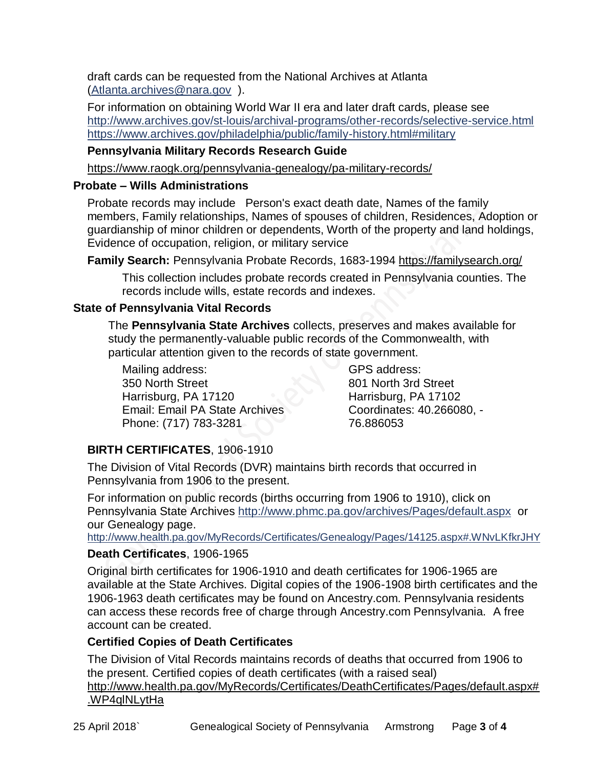draft cards can be requested from the National Archives at Atlanta (Atlanta.archives@nara.gov ).

For information on obtaining World War II era and later draft cards, please see
http://www.archives.gov/st-louis/archival-programs/other-records/selective-service.html
https://www.archives.gov/philadelphia/public/family-history.html#military

**Pennsylvania Military Records Research Guide**

https://www.raogk.org/pennsylvania-genealogy/pa-military-records/

## Probate – Wills Administrations

Probate records may include Person's exact death date, Names of the family members, Family relationships, Names of spouses of children, Residences, Adoption or guardianship of minor children or dependents, Worth of the property and land holdings, Evidence of occupation, religion, or military service

**Family Search:** Pennsylvania Probate Records, 1683-1994 https://familysearch.org/

This collection includes probate records created in Pennsylvania counties. The records include wills, estate records and indexes.

## State of Pennsylvania Vital Records

The **Pennsylvania State Archives** collects, preserves and makes available for study the permanently-valuable public records of the Commonwealth, with particular attention given to the records of state government.

Mailing address:
350 North Street
Harrisburg, PA 17120
Email: Email PA State Archives
Phone: (717) 783-3281

GPS address:
801 North 3rd Street
Harrisburg, PA 17102
Coordinates: 40.266080, -76.886053

**BIRTH CERTIFICATES**, 1906-1910

The Division of Vital Records (DVR) maintains birth records that occurred in Pennsylvania from 1906 to the present.

For information on public records (births occurring from 1906 to 1910), click on Pennsylvania State Archives http://www.phmc.pa.gov/archives/Pages/default.aspx or our Genealogy page.
http://www.health.pa.gov/MyRecords/Certificates/Genealogy/Pages/14125.aspx#.WNvLKfkrJHY

**Death Certificates**, 1906-1965

Original birth certificates for 1906-1910 and death certificates for 1906-1965 are available at the State Archives. Digital copies of the 1906-1908 birth certificates and the 1906-1963 death certificates may be found on Ancestry.com. Pennsylvania residents can access these records free of charge through Ancestry.com Pennsylvania. A free account can be created.

**Certified Copies of Death Certificates**

The Division of Vital Records maintains records of deaths that occurred from 1906 to the present. Certified copies of death certificates (with a raised seal)
http://www.health.pa.gov/MyRecords/Certificates/DeathCertificates/Pages/default.aspx#.WP4qlNLytHa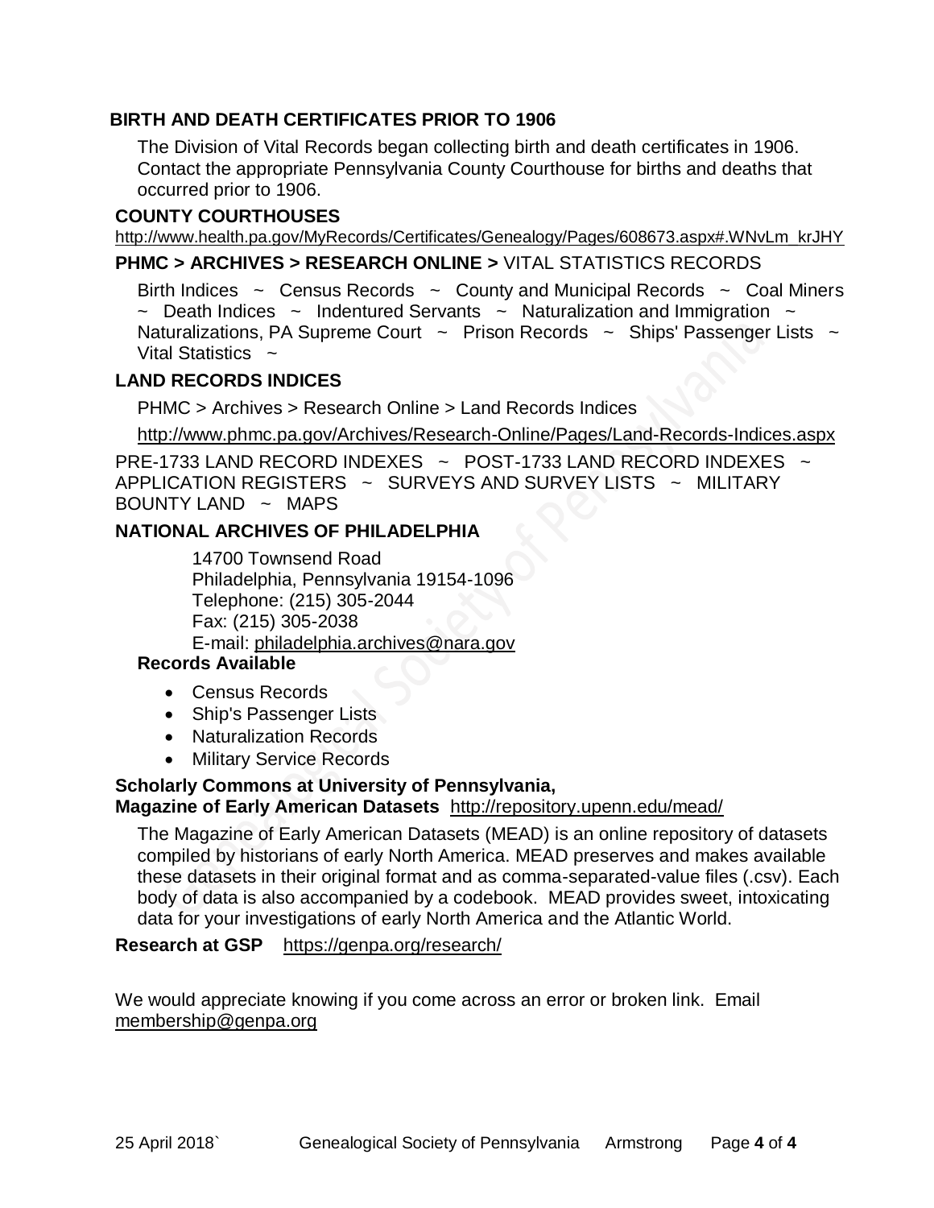**BIRTH AND DEATH CERTIFICATES PRIOR TO 1906**

The Division of Vital Records began collecting birth and death certificates in 1906. Contact the appropriate Pennsylvania County Courthouse for births and deaths that occurred prior to 1906.

**COUNTY COURTHOUSES**

http://www.health.pa.gov/MyRecords/Certificates/Genealogy/Pages/608673.aspx#.WNvLm_krJHY

**PHMC > ARCHIVES > RESEARCH ONLINE >** VITAL STATISTICS RECORDS

Birth Indices ~ Census Records ~ County and Municipal Records ~ Coal Miners ~ Death Indices ~ Indentured Servants ~ Naturalization and Immigration ~ Naturalizations, PA Supreme Court ~ Prison Records ~ Ships' Passenger Lists ~ Vital Statistics ~

**LAND RECORDS INDICES**

PHMC > Archives > Research Online > Land Records Indices

http://www.phmc.pa.gov/Archives/Research-Online/Pages/Land-Records-Indices.aspx

PRE-1733 LAND RECORD INDEXES ~ POST-1733 LAND RECORD INDEXES ~ APPLICATION REGISTERS ~ SURVEYS AND SURVEY LISTS ~ MILITARY BOUNTY LAND ~ MAPS

**NATIONAL ARCHIVES OF PHILADELPHIA**

14700 Townsend Road
Philadelphia, Pennsylvania 19154-1096
Telephone: (215) 305-2044
Fax: (215) 305-2038
E-mail: philadelphia.archives@nara.gov

**Records Available**

- Census Records
- Ship's Passenger Lists
- Naturalization Records
- Military Service Records

**Scholarly Commons at University of Pennsylvania,**
**Magazine of Early American Datasets** http://repository.upenn.edu/mead/

The Magazine of Early American Datasets (MEAD) is an online repository of datasets compiled by historians of early North America. MEAD preserves and makes available these datasets in their original format and as comma-separated-value files (.csv). Each body of data is also accompanied by a codebook. MEAD provides sweet, intoxicating data for your investigations of early North America and the Atlantic World.

**Research at GSP** https://genpa.org/research/

We would appreciate knowing if you come across an error or broken link. Email membership@genpa.org